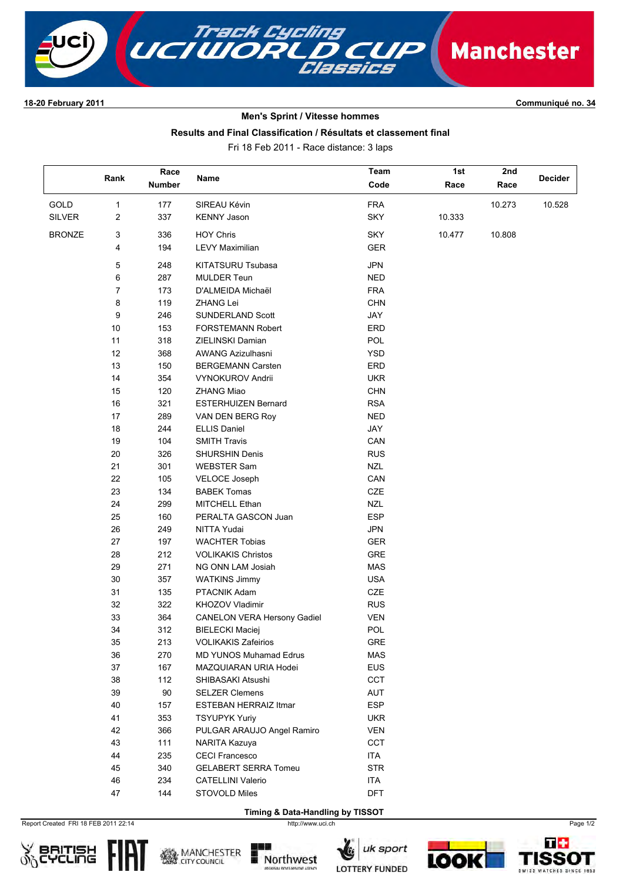**18-20 February 2011** **Communiqué no. 34**

## Men's Sprint / Vitesse hommes

### Results and Final Classification / Résultats et classement final

Fri 18 Feb 2011 - Race distance: 3 laps

| | Rank | Race Number | Name | Team Code | 1st Race | 2nd Race | Decider |
|---|---|---|---|---|---|---|---|
| GOLD | 1 | 177 | SIREAU Kévin | FRA | | 10.273 | 10.528 |
| SILVER | 2 | 337 | KENNY Jason | SKY | 10.333 | | |
| BRONZE | 3 | 336 | HOY Chris | SKY | 10.477 | 10.808 | |
| | 4 | 194 | LEVY Maximilian | GER | | | |
| | 5 | 248 | KITATSURU Tsubasa | JPN | | | |
| | 6 | 287 | MULDER Teun | NED | | | |
| | 7 | 173 | D'ALMEIDA Michaël | FRA | | | |
| | 8 | 119 | ZHANG Lei | CHN | | | |
| | 9 | 246 | SUNDERLAND Scott | JAY | | | |
| | 10 | 153 | FORSTEMANN Robert | ERD | | | |
| | 11 | 318 | ZIELINSKI Damian | POL | | | |
| | 12 | 368 | AWANG Azizulhasni | YSD | | | |
| | 13 | 150 | BERGEMANN Carsten | ERD | | | |
| | 14 | 354 | VYNOKUROV Andrii | UKR | | | |
| | 15 | 120 | ZHANG Miao | CHN | | | |
| | 16 | 321 | ESTERHUIZEN Bernard | RSA | | | |
| | 17 | 289 | VAN DEN BERG Roy | NED | | | |
| | 18 | 244 | ELLIS Daniel | JAY | | | |
| | 19 | 104 | SMITH Travis | CAN | | | |
| | 20 | 326 | SHURSHIN Denis | RUS | | | |
| | 21 | 301 | WEBSTER Sam | NZL | | | |
| | 22 | 105 | VELOCE Joseph | CAN | | | |
| | 23 | 134 | BABEK Tomas | CZE | | | |
| | 24 | 299 | MITCHELL Ethan | NZL | | | |
| | 25 | 160 | PERALTA GASCON Juan | ESP | | | |
| | 26 | 249 | NITTA Yudai | JPN | | | |
| | 27 | 197 | WACHTER Tobias | GER | | | |
| | 28 | 212 | VOLIKAKIS Christos | GRE | | | |
| | 29 | 271 | NG ONN LAM Josiah | MAS | | | |
| | 30 | 357 | WATKINS Jimmy | USA | | | |
| | 31 | 135 | PTACNIK Adam | CZE | | | |
| | 32 | 322 | KHOZOV Vladimir | RUS | | | |
| | 33 | 364 | CANELON VERA Hersony Gadiel | VEN | | | |
| | 34 | 312 | BIELECKI Maciej | POL | | | |
| | 35 | 213 | VOLIKAKIS Zafeirios | GRE | | | |
| | 36 | 270 | MD YUNOS Muhamad Edrus | MAS | | | |
| | 37 | 167 | MAZQUIARAN URIA Hodei | EUS | | | |
| | 38 | 112 | SHIBASAKI Atsushi | CCT | | | |
| | 39 | 90 | SELZER Clemens | AUT | | | |
| | 40 | 157 | ESTEBAN HERRAIZ Itmar | ESP | | | |
| | 41 | 353 | TSYUPYK Yuriy | UKR | | | |
| | 42 | 366 | PULGAR ARAUJO Angel Ramiro | VEN | | | |
| | 43 | 111 | NARITA Kazuya | CCT | | | |
| | 44 | 235 | CECI Francesco | ITA | | | |
| | 45 | 340 | GELABERT SERRA Tomeu | STR | | | |
| | 46 | 234 | CATELLINI Valerio | ITA | | | |
| | 47 | 144 | STOVOLD Miles | DFT | | | |

**Timing & Data-Handling by TISSOT**

Report Created FRI 18 FEB 2011 22:14

http://www.uci.ch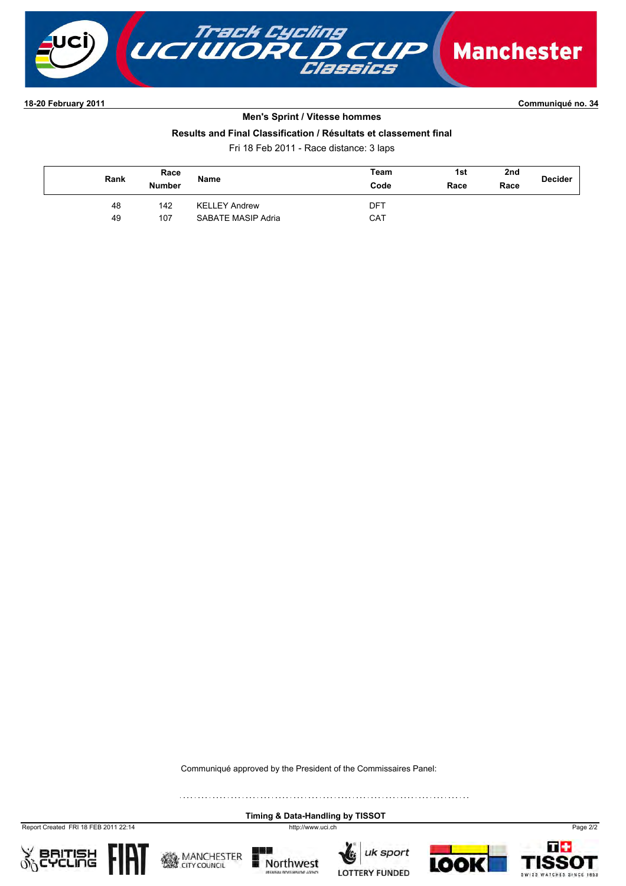18-20 February 2011 Communiqué no. 34

## Men's Sprint / Vitesse hommes

### Results and Final Classification / Résultats et classement final

Fri 18 Feb 2011 - Race distance: 3 laps

| Rank | Race Number | Name | Team Code | 1st Race | 2nd Race | Decider |
|---|---|---|---|---|---|---|
| 48 | 142 | KELLEY Andrew | DFT | | | |
| 49 | 107 | SABATE MASIP Adria | CAT | | | |

Communiqué approved by the President of the Commissaires Panel:

. . . . . . . . . . . . . . . . . . . . . . . . . . . . . . . . . . . . . . . . . . . . . . . . . . . . . . . . . . . . . . . . . . . .

**Timing & Data-Handling by TISSOT**

Report Created FRI 18 FEB 2011 22:14

http://www.uci.ch